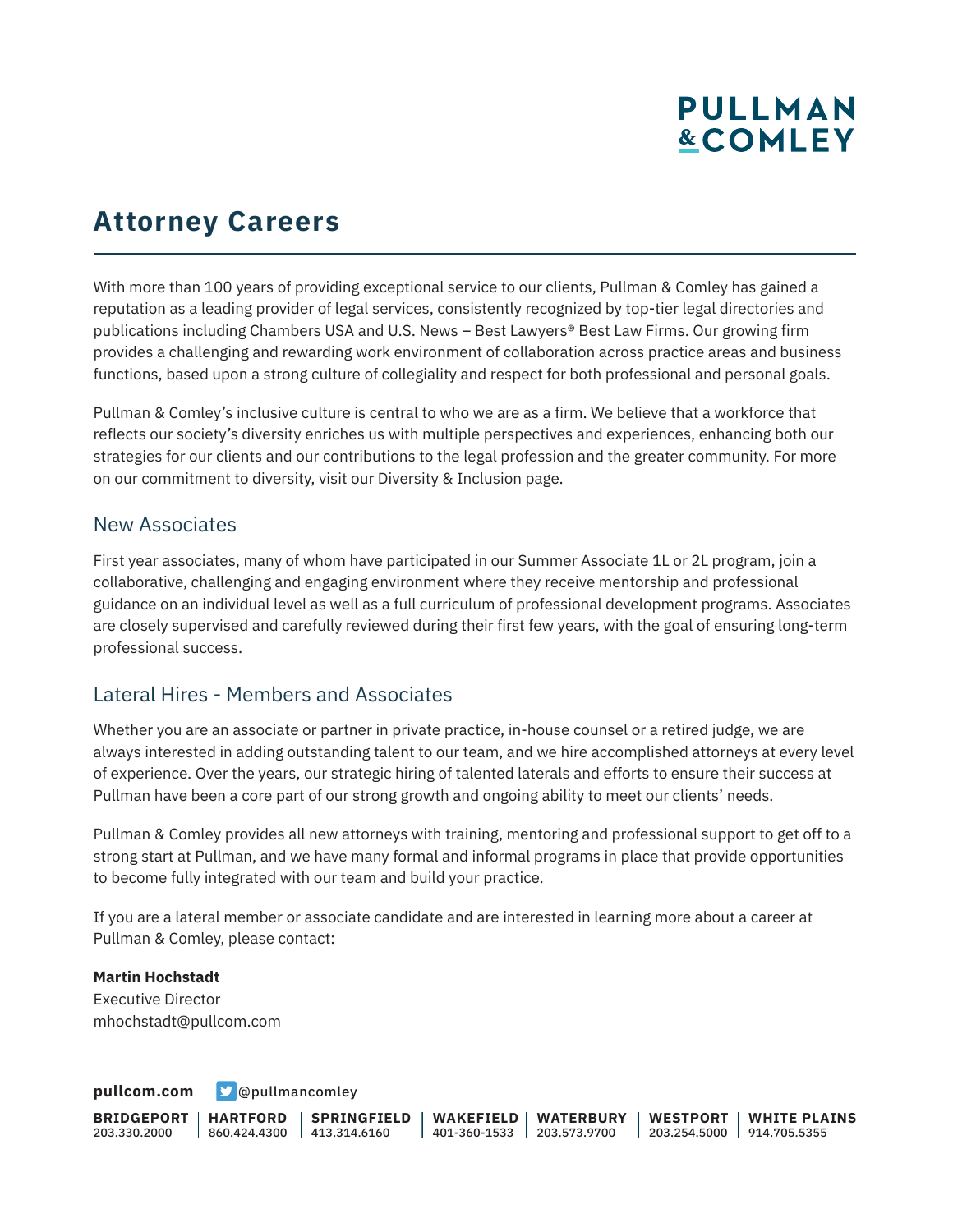# Attorney Careers

With more than 100 years of providing exceptional service to our clients, Pullman & Comley has gained a reputation as a leading provider of legal services, consistently recognized by top-tier legal directories and publications including Chambers USA and U.S. News – Best Lawyers® Best Law Firms. Our growing firm provides a challenging and rewarding work environment of collaboration across practice areas and business functions, based upon a strong culture of collegiality and respect for both professional and personal goals.

Pullman & Comley's inclusive culture is central to who we are as a firm. We believe that a workforce that reflects our society's diversity enriches us with multiple perspectives and experiences, enhancing both our strategies for our clients and our contributions to the legal profession and the greater community. For more on our commitment to diversity, visit our Diversity & Inclusion page.

## New Associates

First year associates, many of whom have participated in our Summer Associate 1L or 2L program, join a collaborative, challenging and engaging environment where they receive mentorship and professional guidance on an individual level as well as a full curriculum of professional development programs. Associates are closely supervised and carefully reviewed during their first few years, with the goal of ensuring long-term professional success.

## Lateral Hires - Members and Associates

Whether you are an associate or partner in private practice, in-house counsel or a retired judge, we are always interested in adding outstanding talent to our team, and we hire accomplished attorneys at every level of experience. Over the years, our strategic hiring of talented laterals and efforts to ensure their success at Pullman have been a core part of our strong growth and ongoing ability to meet our clients' needs.

Pullman & Comley provides all new attorneys with training, mentoring and professional support to get off to a strong start at Pullman, and we have many formal and informal programs in place that provide opportunities to become fully integrated with our team and build your practice.

If you are a lateral member or associate candidate and are interested in learning more about a career at Pullman & Comley, please contact:

**Martin Hochstadt**
Executive Director
mhochstadt@pullcom.com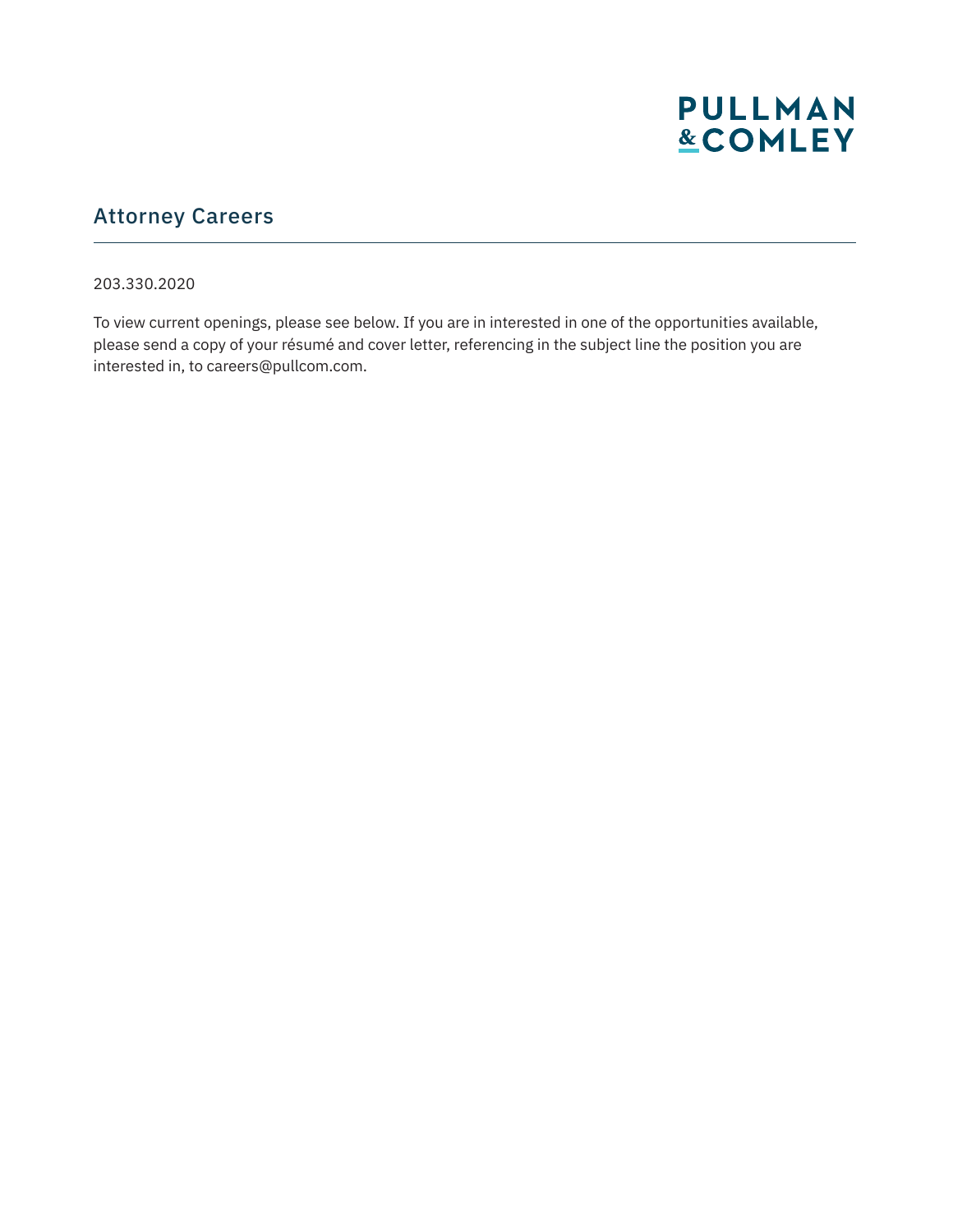# PULLMAN & COMLEY

## Attorney Careers

203.330.2020

To view current openings, please see below. If you are in interested in one of the opportunities available, please send a copy of your résumé and cover letter, referencing in the subject line the position you are interested in, to careers@pullcom.com.